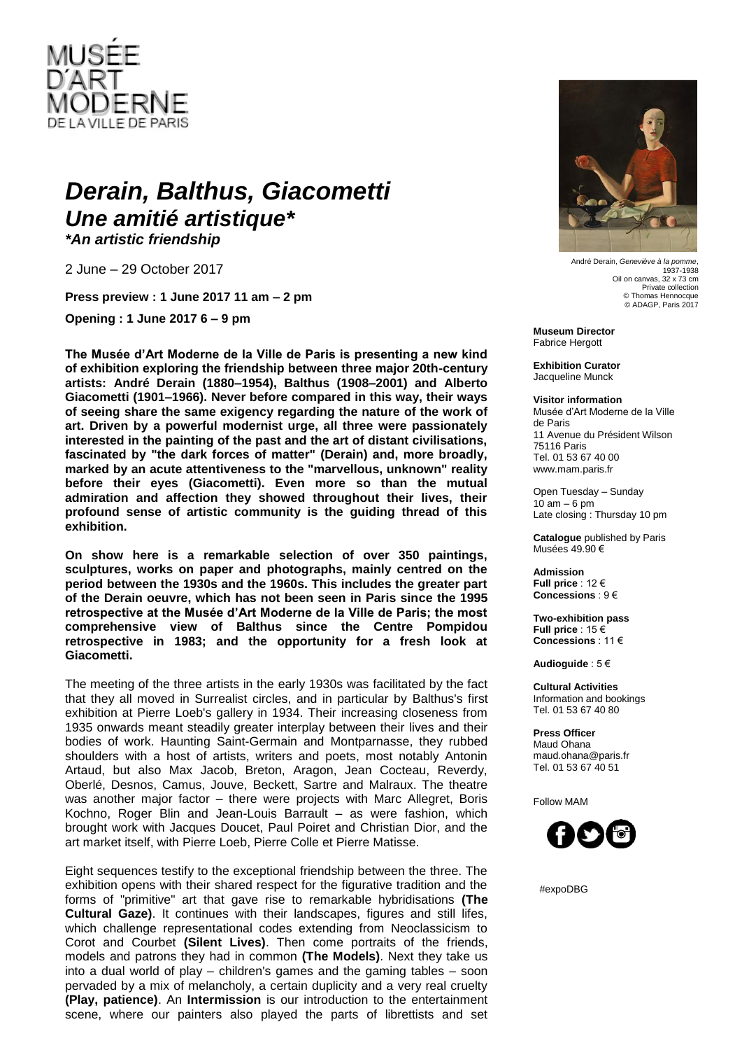MUSÉE D'ART MODERNE DE LA VILLE DE PARIS

# *Derain, Balthus, Giacometti*
## *Une amitié artistique**
***An artistic friendship***

2 June – 29 October 2017

**Press preview : 1 June 2017 11 am – 2 pm**

**Opening : 1 June 2017 6 – 9 pm**

André Derain, *Geneviève à la pomme*, 1937-1938
Oil on canvas, 32 x 73 cm
Private collection
© Thomas Hennocque
© ADAGP, Paris 2017

**Museum Director**
Fabrice Hergott

**Exhibition Curator**
Jacqueline Munck

**Visitor information**
Musée d'Art Moderne de la Ville de Paris
11 Avenue du Président Wilson
75116 Paris
Tel. 01 53 67 40 00
www.mam.paris.fr

Open Tuesday – Sunday
10 am – 6 pm
Late closing : Thursday 10 pm

**Catalogue** published by Paris Musées 49.90 €

**Admission**
**Full price** : 12 €
**Concessions** : 9 €

**Two-exhibition pass**
**Full price** : 15 €
**Concessions** : 11 €

**Audioguide** : 5 €

**Cultural Activities**
Information and bookings
Tel. 01 53 67 40 80

**Press Officer**
Maud Ohana
maud.ohana@paris.fr
Tel. 01 53 67 40 51

Follow MAM

#expoDBG

**The Musée d'Art Moderne de la Ville de Paris is presenting a new kind of exhibition exploring the friendship between three major 20th-century artists: André Derain (1880–1954), Balthus (1908–2001) and Alberto Giacometti (1901–1966). Never before compared in this way, their ways of seeing share the same exigency regarding the nature of the work of art. Driven by a powerful modernist urge, all three were passionately interested in the painting of the past and the art of distant civilisations, fascinated by "the dark forces of matter" (Derain) and, more broadly, marked by an acute attentiveness to the "marvellous, unknown" reality before their eyes (Giacometti). Even more so than the mutual admiration and affection they showed throughout their lives, their profound sense of artistic community is the guiding thread of this exhibition.**

**On show here is a remarkable selection of over 350 paintings, sculptures, works on paper and photographs, mainly centred on the period between the 1930s and the 1960s. This includes the greater part of the Derain oeuvre, which has not been seen in Paris since the 1995 retrospective at the Musée d'Art Moderne de la Ville de Paris; the most comprehensive view of Balthus since the Centre Pompidou retrospective in 1983; and the opportunity for a fresh look at Giacometti.**

The meeting of the three artists in the early 1930s was facilitated by the fact that they all moved in Surrealist circles, and in particular by Balthus's first exhibition at Pierre Loeb's gallery in 1934. Their increasing closeness from 1935 onwards meant steadily greater interplay between their lives and their bodies of work. Haunting Saint-Germain and Montparnasse, they rubbed shoulders with a host of artists, writers and poets, most notably Antonin Artaud, but also Max Jacob, Breton, Aragon, Jean Cocteau, Reverdy, Oberlé, Desnos, Camus, Jouve, Beckett, Sartre and Malraux. The theatre was another major factor – there were projects with Marc Allegret, Boris Kochno, Roger Blin and Jean-Louis Barrault – as were fashion, which brought work with Jacques Doucet, Paul Poiret and Christian Dior, and the art market itself, with Pierre Loeb, Pierre Colle and Pierre Matisse.

Eight sequences testify to the exceptional friendship between the three. The exhibition opens with their shared respect for the figurative tradition and the forms of "primitive" art that gave rise to remarkable hybridisations **(The Cultural Gaze)**. It continues with their landscapes, figures and still lifes, which challenge representational codes extending from Neoclassicism to Corot and Courbet **(Silent Lives)**. Then come portraits of the friends, models and patrons they had in common **(The Models)**. Next they take us into a dual world of play – children's games and the gaming tables – soon pervaded by a mix of melancholy, a certain duplicity and a very real cruelty **(Play, patience)**. An **Intermission** is our introduction to the entertainment scene, where our painters also played the parts of librettists and set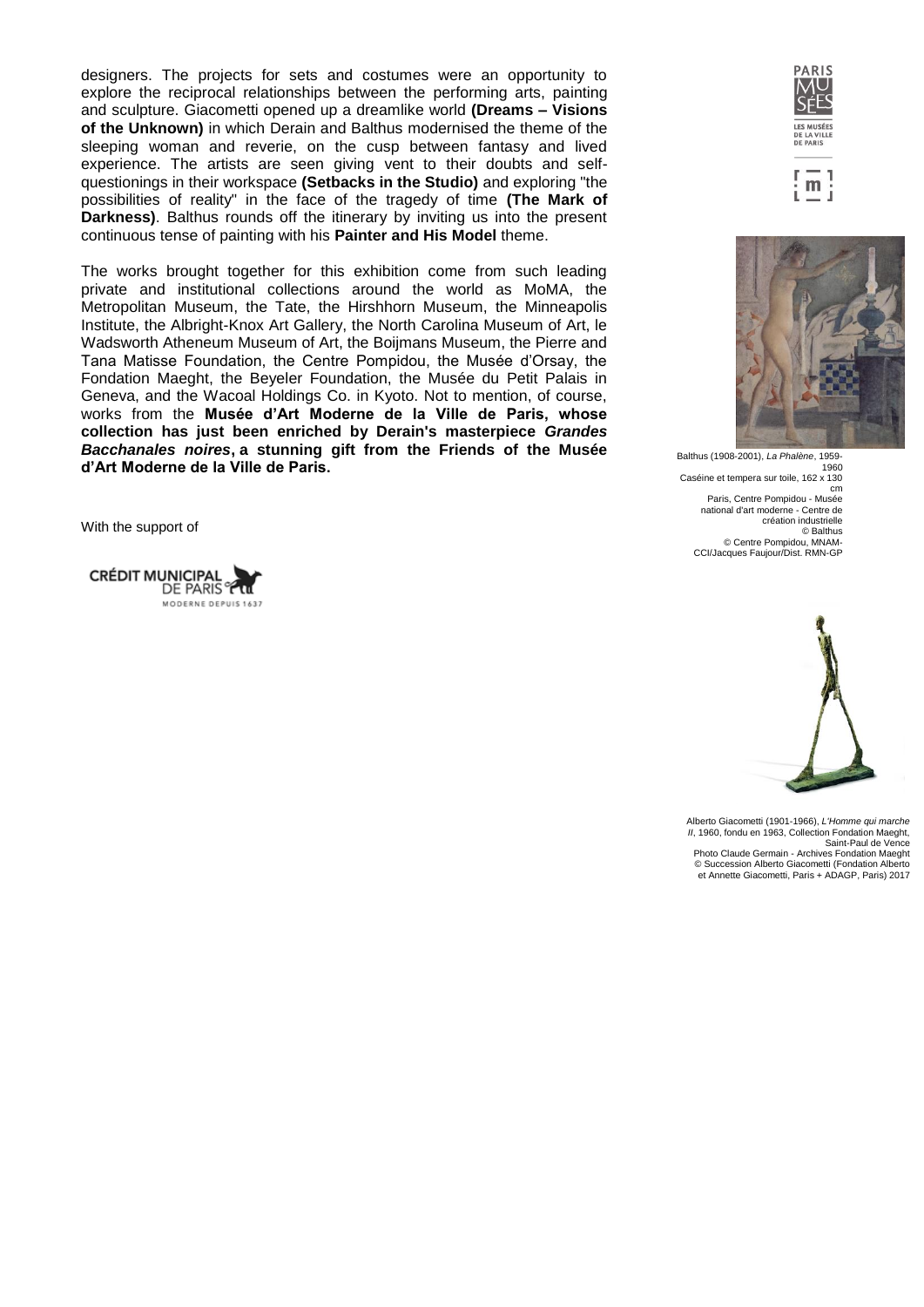designers. The projects for sets and costumes were an opportunity to explore the reciprocal relationships between the performing arts, painting and sculpture. Giacometti opened up a dreamlike world **(Dreams – Visions of the Unknown)** in which Derain and Balthus modernised the theme of the sleeping woman and reverie, on the cusp between fantasy and lived experience. The artists are seen giving vent to their doubts and self-questionings in their workspace **(Setbacks in the Studio)** and exploring "the possibilities of reality" in the face of the tragedy of time **(The Mark of Darkness)**. Balthus rounds off the itinerary by inviting us into the present continuous tense of painting with his **Painter and His Model** theme.

The works brought together for this exhibition come from such leading private and institutional collections around the world as MoMA, the Metropolitan Museum, the Tate, the Hirshhorn Museum, the Minneapolis Institute, the Albright-Knox Art Gallery, the North Carolina Museum of Art, le Wadsworth Atheneum Museum of Art, the Boijmans Museum, the Pierre and Tana Matisse Foundation, the Centre Pompidou, the Musée d'Orsay, the Fondation Maeght, the Beyeler Foundation, the Musée du Petit Palais in Geneva, and the Wacoal Holdings Co. in Kyoto. Not to mention, of course, works from the **Musée d'Art Moderne de la Ville de Paris, whose collection has just been enriched by Derain's masterpiece *Grandes Bacchanales noires*, a stunning gift from the Friends of the Musée d'Art Moderne de la Ville de Paris.**

With the support of

CRÉDIT MUNICIPAL DE PARIS
MODERNE DEPUIS 1637

Balthus (1908-2001), *La Phalène*, 1959-1960
Caséine et tempera sur toile, 162 x 130 cm
Paris, Centre Pompidou - Musée national d'art moderne - Centre de création industrielle
© Balthus
© Centre Pompidou, MNAM-CCI/Jacques Faujour/Dist. RMN-GP

Alberto Giacometti (1901-1966), *L'Homme qui marche II*, 1960, fondu en 1963, Collection Fondation Maeght, Saint-Paul de Vence
Photo Claude Germain - Archives Fondation Maeght
© Succession Alberto Giacometti (Fondation Alberto et Annette Giacometti, Paris + ADAGP, Paris) 2017